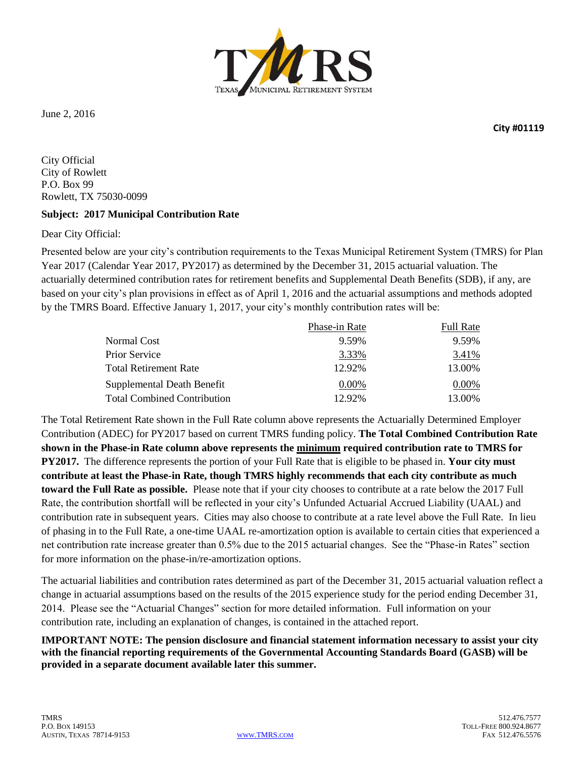June 2, 2016

**City #01119**

City Official
City of Rowlett
P.O. Box 99
Rowlett, TX 75030-0099

**Subject: 2017 Municipal Contribution Rate**

Dear City Official:

Presented below are your city's contribution requirements to the Texas Municipal Retirement System (TMRS) for Plan Year 2017 (Calendar Year 2017, PY2017) as determined by the December 31, 2015 actuarial valuation. The actuarially determined contribution rates for retirement benefits and Supplemental Death Benefits (SDB), if any, are based on your city's plan provisions in effect as of April 1, 2016 and the actuarial assumptions and methods adopted by the TMRS Board. Effective January 1, 2017, your city's monthly contribution rates will be:

| | Phase-in Rate | Full Rate |
|---|---|---|
| Normal Cost | 9.59% | 9.59% |
| Prior Service | 3.33% | 3.41% |
| Total Retirement Rate | 12.92% | 13.00% |
| Supplemental Death Benefit | 0.00% | 0.00% |
| Total Combined Contribution | 12.92% | 13.00% |

The Total Retirement Rate shown in the Full Rate column above represents the Actuarially Determined Employer Contribution (ADEC) for PY2017 based on current TMRS funding policy. **The Total Combined Contribution Rate shown in the Phase-in Rate column above represents the minimum required contribution rate to TMRS for PY2017.** The difference represents the portion of your Full Rate that is eligible to be phased in. **Your city must contribute at least the Phase-in Rate, though TMRS highly recommends that each city contribute as much toward the Full Rate as possible.** Please note that if your city chooses to contribute at a rate below the 2017 Full Rate, the contribution shortfall will be reflected in your city's Unfunded Actuarial Accrued Liability (UAAL) and contribution rate in subsequent years. Cities may also choose to contribute at a rate level above the Full Rate. In lieu of phasing in to the Full Rate, a one-time UAAL re-amortization option is available to certain cities that experienced a net contribution rate increase greater than 0.5% due to the 2015 actuarial changes. See the "Phase-in Rates" section for more information on the phase-in/re-amortization options.

The actuarial liabilities and contribution rates determined as part of the December 31, 2015 actuarial valuation reflect a change in actuarial assumptions based on the results of the 2015 experience study for the period ending December 31, 2014. Please see the "Actuarial Changes" section for more detailed information. Full information on your contribution rate, including an explanation of changes, is contained in the attached report.

**IMPORTANT NOTE: The pension disclosure and financial statement information necessary to assist your city with the financial reporting requirements of the Governmental Accounting Standards Board (GASB) will be provided in a separate document available later this summer.**

TMRS
P.O. Box 149153
Austin, Texas 78714-9153

www.TMRS.com

512.476.7577
Toll-Free 800.924.8677
Fax 512.476.5576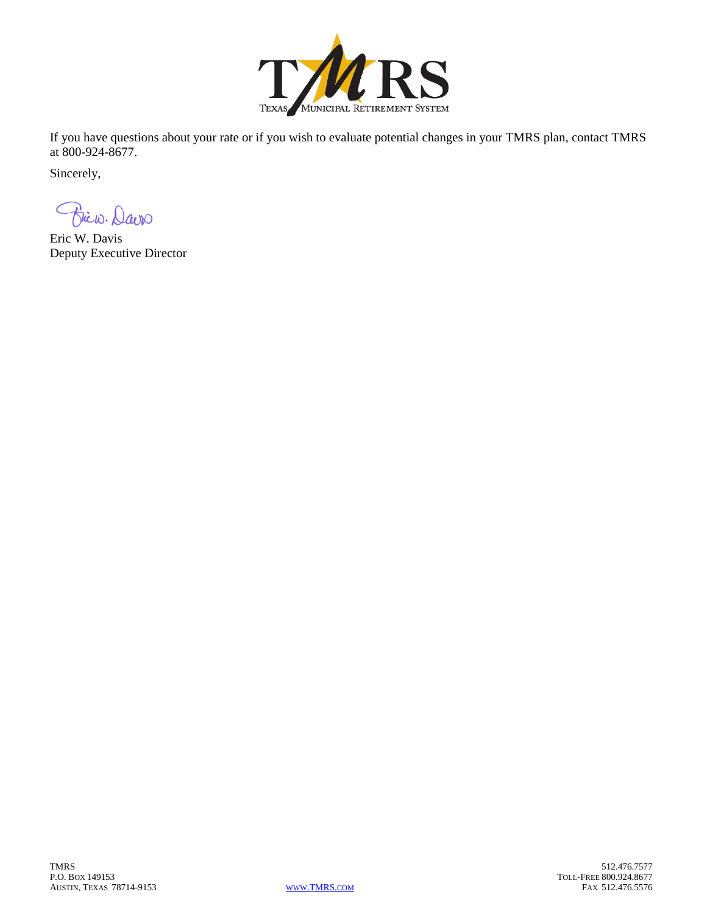If you have questions about your rate or if you wish to evaluate potential changes in your TMRS plan, contact TMRS at 800-924-8677.

Sincerely,

Eric W. Davis
Deputy Executive Director

TMRS
P.O. Box 149153
Austin, Texas 78714-9153

www.TMRS.com

512.476.7577
Toll-Free 800.924.8677
Fax 512.476.5576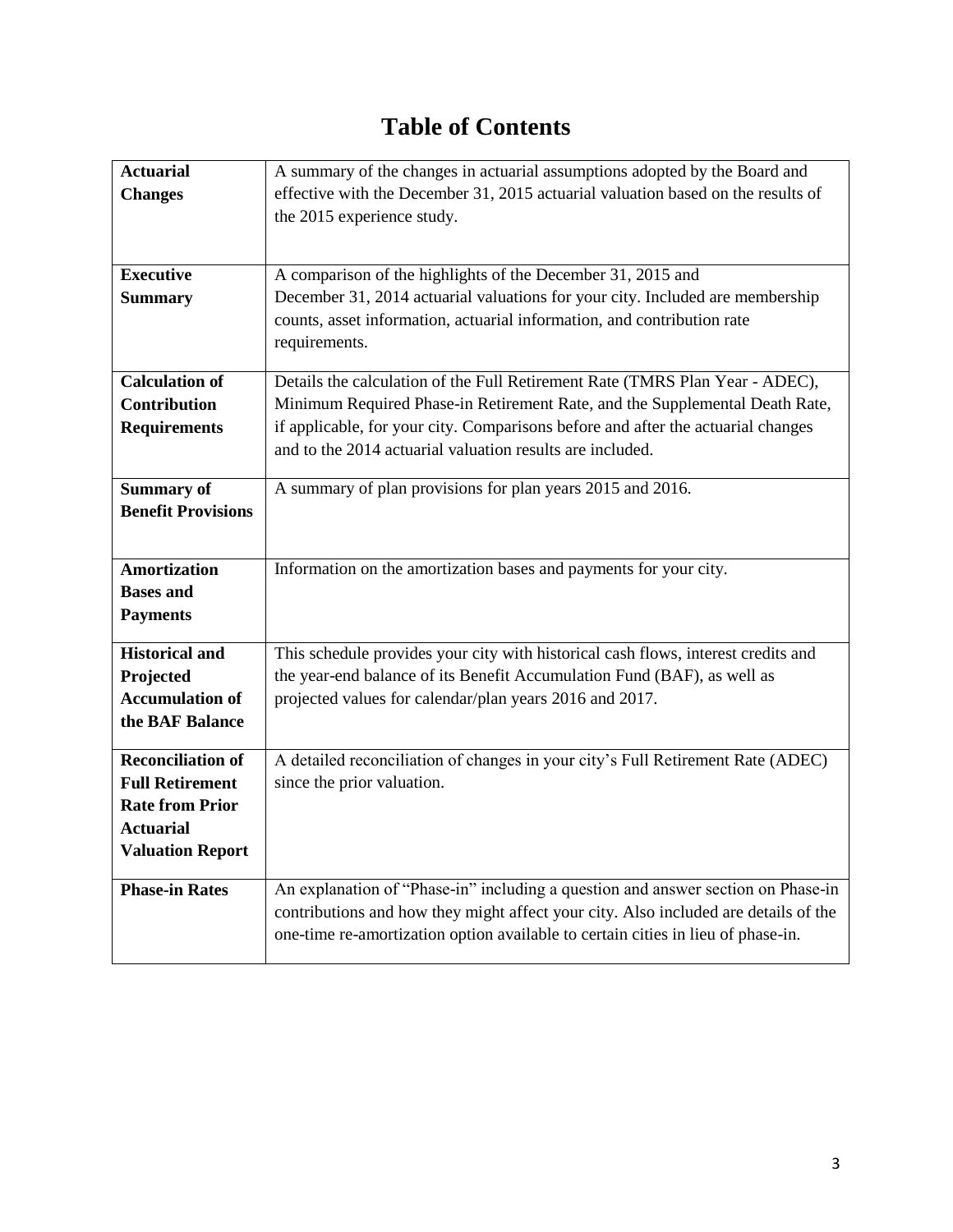# Table of Contents

| | |
|---|---|
| **Actuarial Changes** | A summary of the changes in actuarial assumptions adopted by the Board and effective with the December 31, 2015 actuarial valuation based on the results of the 2015 experience study. |
| **Executive Summary** | A comparison of the highlights of the December 31, 2015 and December 31, 2014 actuarial valuations for your city. Included are membership counts, asset information, actuarial information, and contribution rate requirements. |
| **Calculation of Contribution Requirements** | Details the calculation of the Full Retirement Rate (TMRS Plan Year - ADEC), Minimum Required Phase-in Retirement Rate, and the Supplemental Death Rate, if applicable, for your city. Comparisons before and after the actuarial changes and to the 2014 actuarial valuation results are included. |
| **Summary of Benefit Provisions** | A summary of plan provisions for plan years 2015 and 2016. |
| **Amortization Bases and Payments** | Information on the amortization bases and payments for your city. |
| **Historical and Projected Accumulation of the BAF Balance** | This schedule provides your city with historical cash flows, interest credits and the year-end balance of its Benefit Accumulation Fund (BAF), as well as projected values for calendar/plan years 2016 and 2017. |
| **Reconciliation of Full Retirement Rate from Prior Actuarial Valuation Report** | A detailed reconciliation of changes in your city's Full Retirement Rate (ADEC) since the prior valuation. |
| **Phase-in Rates** | An explanation of "Phase-in" including a question and answer section on Phase-in contributions and how they might affect your city. Also included are details of the one-time re-amortization option available to certain cities in lieu of phase-in. |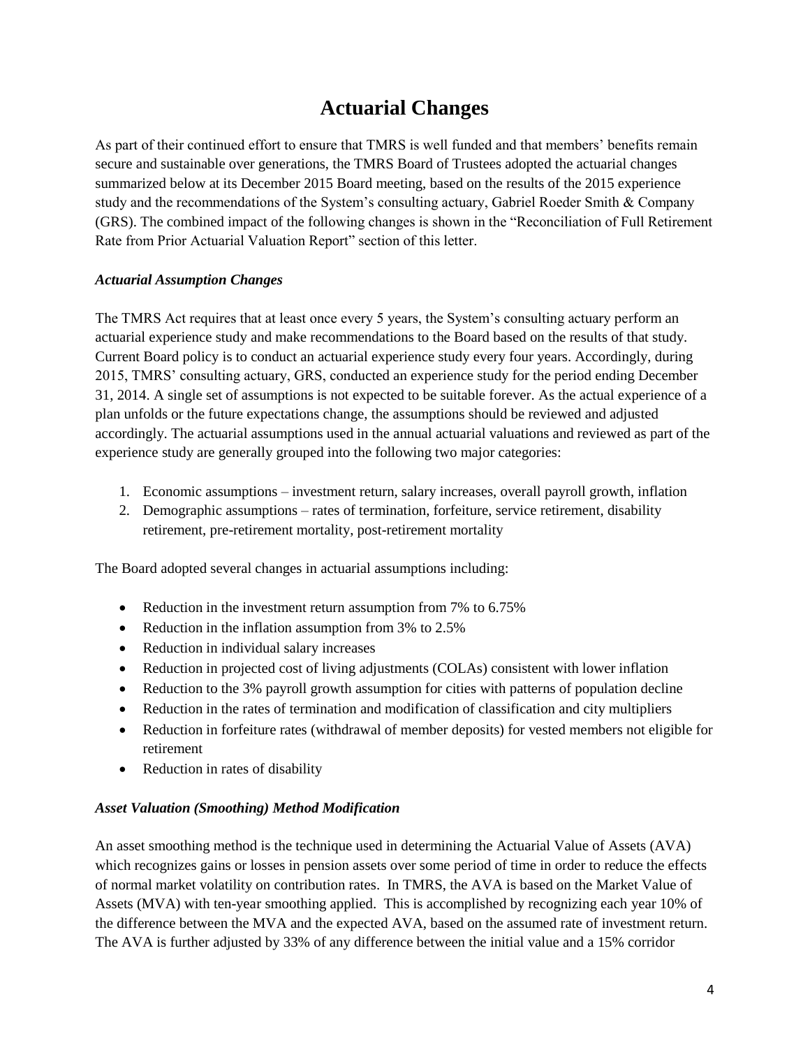# Actuarial Changes

As part of their continued effort to ensure that TMRS is well funded and that members' benefits remain secure and sustainable over generations, the TMRS Board of Trustees adopted the actuarial changes summarized below at its December 2015 Board meeting, based on the results of the 2015 experience study and the recommendations of the System's consulting actuary, Gabriel Roeder Smith & Company (GRS). The combined impact of the following changes is shown in the "Reconciliation of Full Retirement Rate from Prior Actuarial Valuation Report" section of this letter.

### *Actuarial Assumption Changes*

The TMRS Act requires that at least once every 5 years, the System's consulting actuary perform an actuarial experience study and make recommendations to the Board based on the results of that study. Current Board policy is to conduct an actuarial experience study every four years. Accordingly, during 2015, TMRS' consulting actuary, GRS, conducted an experience study for the period ending December 31, 2014. A single set of assumptions is not expected to be suitable forever. As the actual experience of a plan unfolds or the future expectations change, the assumptions should be reviewed and adjusted accordingly. The actuarial assumptions used in the annual actuarial valuations and reviewed as part of the experience study are generally grouped into the following two major categories:

1. Economic assumptions – investment return, salary increases, overall payroll growth, inflation
2. Demographic assumptions – rates of termination, forfeiture, service retirement, disability retirement, pre-retirement mortality, post-retirement mortality

The Board adopted several changes in actuarial assumptions including:

- Reduction in the investment return assumption from 7% to 6.75%
- Reduction in the inflation assumption from 3% to 2.5%
- Reduction in individual salary increases
- Reduction in projected cost of living adjustments (COLAs) consistent with lower inflation
- Reduction to the 3% payroll growth assumption for cities with patterns of population decline
- Reduction in the rates of termination and modification of classification and city multipliers
- Reduction in forfeiture rates (withdrawal of member deposits) for vested members not eligible for retirement
- Reduction in rates of disability

### *Asset Valuation (Smoothing) Method Modification*

An asset smoothing method is the technique used in determining the Actuarial Value of Assets (AVA) which recognizes gains or losses in pension assets over some period of time in order to reduce the effects of normal market volatility on contribution rates. In TMRS, the AVA is based on the Market Value of Assets (MVA) with ten-year smoothing applied. This is accomplished by recognizing each year 10% of the difference between the MVA and the expected AVA, based on the assumed rate of investment return. The AVA is further adjusted by 33% of any difference between the initial value and a 15% corridor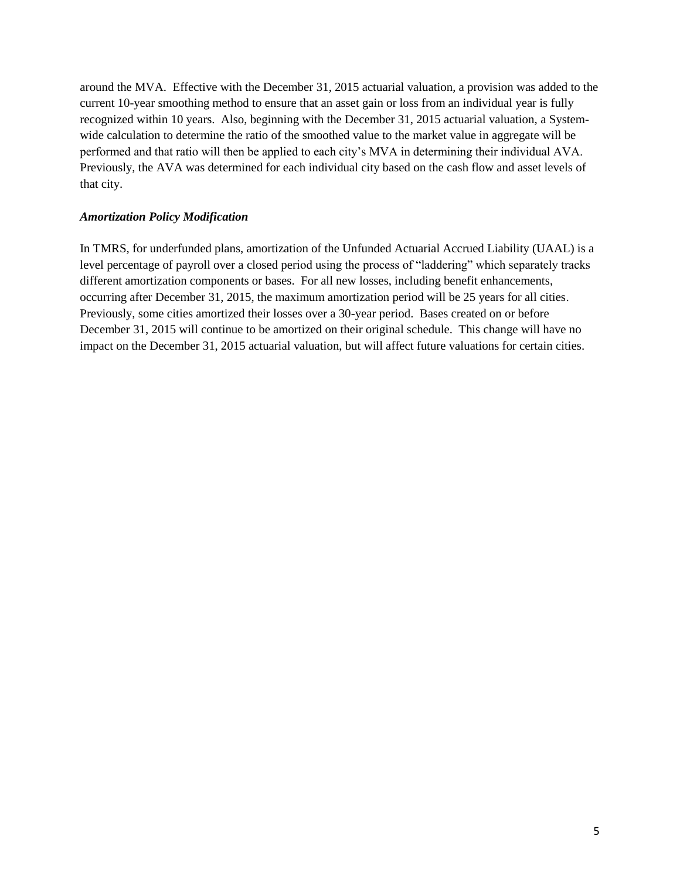around the MVA. Effective with the December 31, 2015 actuarial valuation, a provision was added to the current 10-year smoothing method to ensure that an asset gain or loss from an individual year is fully recognized within 10 years. Also, beginning with the December 31, 2015 actuarial valuation, a System-wide calculation to determine the ratio of the smoothed value to the market value in aggregate will be performed and that ratio will then be applied to each city's MVA in determining their individual AVA. Previously, the AVA was determined for each individual city based on the cash flow and asset levels of that city.

***Amortization Policy Modification***

In TMRS, for underfunded plans, amortization of the Unfunded Actuarial Accrued Liability (UAAL) is a level percentage of payroll over a closed period using the process of "laddering" which separately tracks different amortization components or bases. For all new losses, including benefit enhancements, occurring after December 31, 2015, the maximum amortization period will be 25 years for all cities. Previously, some cities amortized their losses over a 30-year period. Bases created on or before December 31, 2015 will continue to be amortized on their original schedule. This change will have no impact on the December 31, 2015 actuarial valuation, but will affect future valuations for certain cities.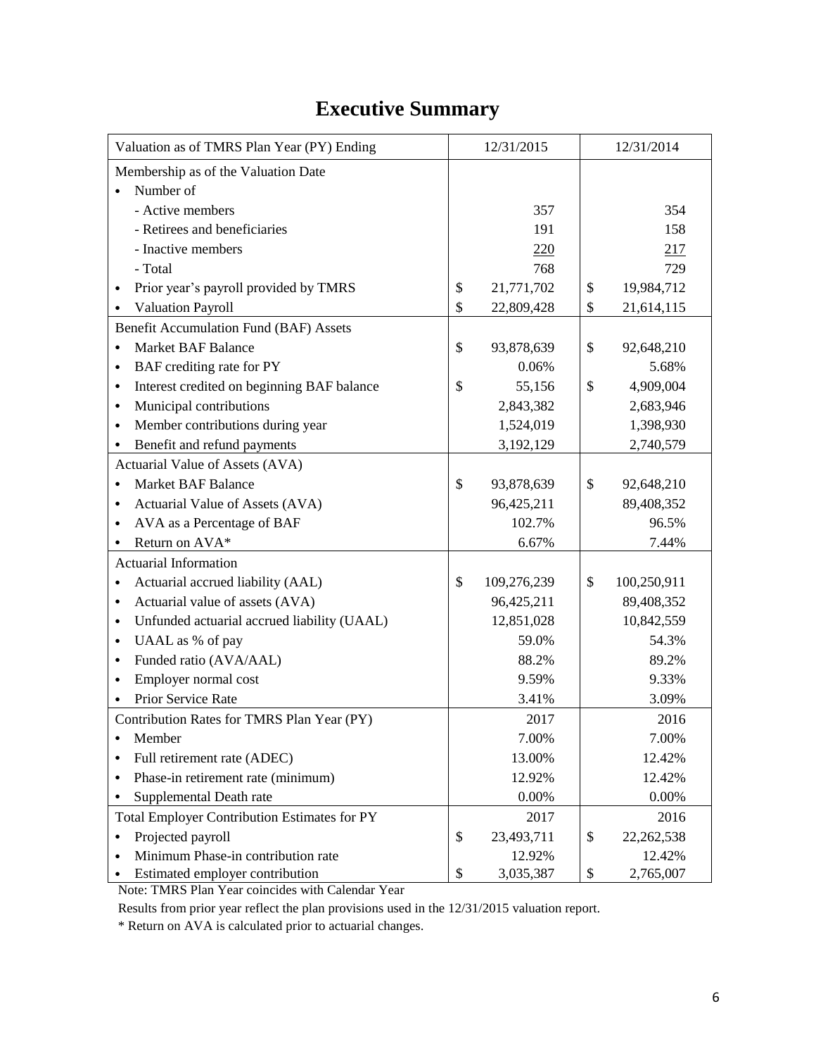# Executive Summary

| Valuation as of TMRS Plan Year (PY) Ending | 12/31/2015 | 12/31/2014 |
|---|---|---|
| Membership as of the Valuation Date | | |
| • Number of | | |
| - Active members | 357 | 354 |
| - Retirees and beneficiaries | 191 | 158 |
| - Inactive members | 220 | 217 |
| - Total | 768 | 729 |
| • Prior year's payroll provided by TMRS | $ 21,771,702 | $ 19,984,712 |
| • Valuation Payroll | $ 22,809,428 | $ 21,614,115 |
| Benefit Accumulation Fund (BAF) Assets | | |
| • Market BAF Balance | $ 93,878,639 | $ 92,648,210 |
| • BAF crediting rate for PY | 0.06% | 5.68% |
| • Interest credited on beginning BAF balance | $ 55,156 | $ 4,909,004 |
| • Municipal contributions | 2,843,382 | 2,683,946 |
| • Member contributions during year | 1,524,019 | 1,398,930 |
| • Benefit and refund payments | 3,192,129 | 2,740,579 |
| Actuarial Value of Assets (AVA) | | |
| • Market BAF Balance | $ 93,878,639 | $ 92,648,210 |
| • Actuarial Value of Assets (AVA) | 96,425,211 | 89,408,352 |
| • AVA as a Percentage of BAF | 102.7% | 96.5% |
| • Return on AVA* | 6.67% | 7.44% |
| Actuarial Information | | |
| • Actuarial accrued liability (AAL) | $ 109,276,239 | $ 100,250,911 |
| • Actuarial value of assets (AVA) | 96,425,211 | 89,408,352 |
| • Unfunded actuarial accrued liability (UAAL) | 12,851,028 | 10,842,559 |
| • UAAL as % of pay | 59.0% | 54.3% |
| • Funded ratio (AVA/AAL) | 88.2% | 89.2% |
| • Employer normal cost | 9.59% | 9.33% |
| • Prior Service Rate | 3.41% | 3.09% |
| Contribution Rates for TMRS Plan Year (PY) | 2017 | 2016 |
| • Member | 7.00% | 7.00% |
| • Full retirement rate (ADEC) | 13.00% | 12.42% |
| • Phase-in retirement rate (minimum) | 12.92% | 12.42% |
| • Supplemental Death rate | 0.00% | 0.00% |
| Total Employer Contribution Estimates for PY | 2017 | 2016 |
| • Projected payroll | $ 23,493,711 | $ 22,262,538 |
| • Minimum Phase-in contribution rate | 12.92% | 12.42% |
| • Estimated employer contribution | $ 3,035,387 | $ 2,765,007 |

Note: TMRS Plan Year coincides with Calendar Year

Results from prior year reflect the plan provisions used in the 12/31/2015 valuation report.

* Return on AVA is calculated prior to actuarial changes.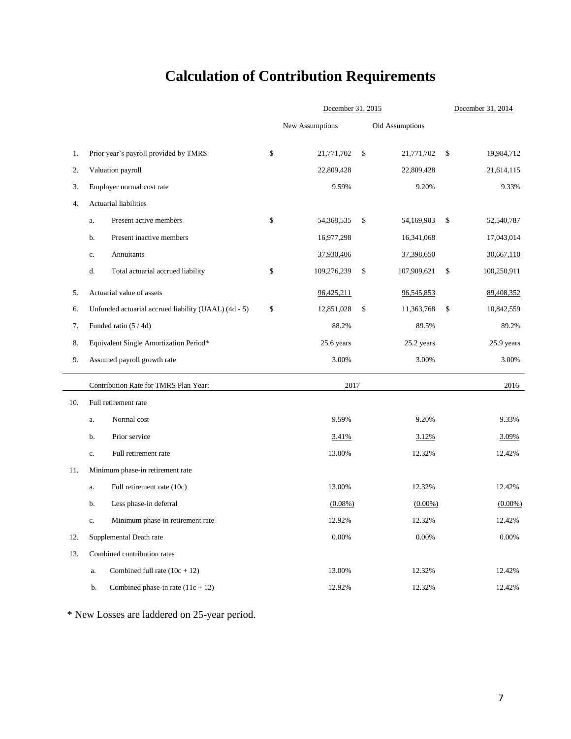# Calculation of Contribution Requirements

| | | December 31, 2015 | | December 31, 2014 |
|---|---|---|---|---|
| | | New Assumptions | Old Assumptions | |
| 1. | Prior year's payroll provided by TMRS | $ 21,771,702 | $ 21,771,702 | $ 19,984,712 |
| 2. | Valuation payroll | 22,809,428 | 22,809,428 | 21,614,115 |
| 3. | Employer normal cost rate | 9.59% | 9.20% | 9.33% |
| 4. | Actuarial liabilities | | | |
| | a. Present active members | $ 54,368,535 | $ 54,169,903 | $ 52,540,787 |
| | b. Present inactive members | 16,977,298 | 16,341,068 | 17,043,014 |
| | c. Annuitants | 37,930,406 | 37,398,650 | 30,667,110 |
| | d. Total actuarial accrued liability | $ 109,276,239 | $ 107,909,621 | $ 100,250,911 |
| 5. | Actuarial value of assets | 96,425,211 | 96,545,853 | 89,408,352 |
| 6. | Unfunded actuarial accrued liability (UAAL) (4d - 5) | $ 12,851,028 | $ 11,363,768 | $ 10,842,559 |
| 7. | Funded ratio (5 / 4d) | 88.2% | 89.5% | 89.2% |
| 8. | Equivalent Single Amortization Period* | 25.6 years | 25.2 years | 25.9 years |
| 9. | Assumed payroll growth rate | 3.00% | 3.00% | 3.00% |
| | Contribution Rate for TMRS Plan Year: | 2017 | | 2016 |
| 10. | Full retirement rate | | | |
| | a. Normal cost | 9.59% | 9.20% | 9.33% |
| | b. Prior service | 3.41% | 3.12% | 3.09% |
| | c. Full retirement rate | 13.00% | 12.32% | 12.42% |
| 11. | Minimum phase-in retirement rate | | | |
| | a. Full retirement rate (10c) | 13.00% | 12.32% | 12.42% |
| | b. Less phase-in deferral | (0.08%) | (0.00%) | (0.00%) |
| | c. Minimum phase-in retirement rate | 12.92% | 12.32% | 12.42% |
| 12. | Supplemental Death rate | 0.00% | 0.00% | 0.00% |
| 13. | Combined contribution rates | | | |
| | a. Combined full rate (10c + 12) | 13.00% | 12.32% | 12.42% |
| | b. Combined phase-in rate (11c + 12) | 12.92% | 12.32% | 12.42% |

\* New Losses are laddered on 25-year period.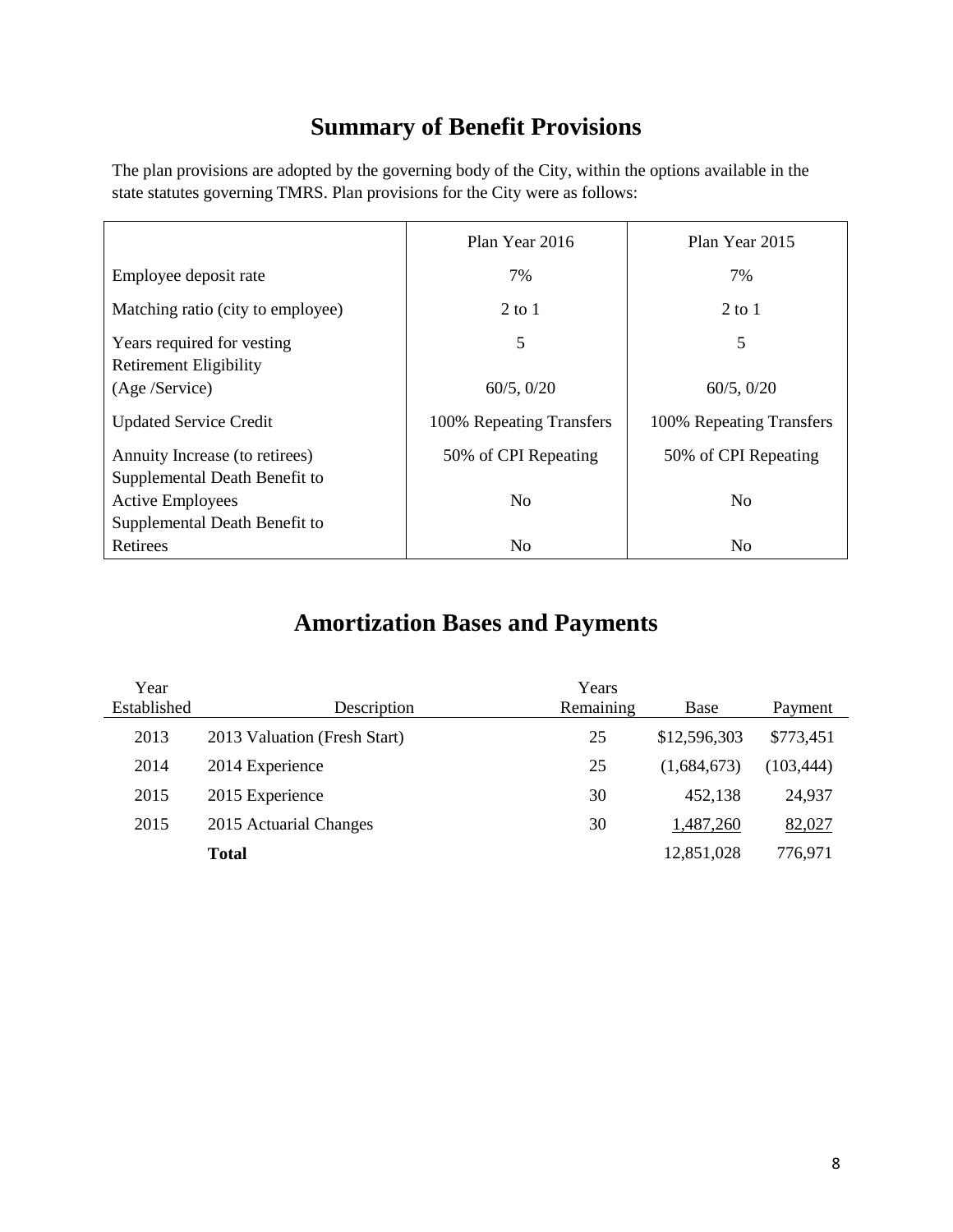# Summary of Benefit Provisions

The plan provisions are adopted by the governing body of the City, within the options available in the state statutes governing TMRS. Plan provisions for the City were as follows:

| | Plan Year 2016 | Plan Year 2015 |
|---|---|---|
| Employee deposit rate | 7% | 7% |
| Matching ratio (city to employee) | 2 to 1 | 2 to 1 |
| Years required for vesting | 5 | 5 |
| Retirement Eligibility (Age /Service) | 60/5, 0/20 | 60/5, 0/20 |
| Updated Service Credit | 100% Repeating Transfers | 100% Repeating Transfers |
| Annuity Increase (to retirees) | 50% of CPI Repeating | 50% of CPI Repeating |
| Supplemental Death Benefit to Active Employees | No | No |
| Supplemental Death Benefit to Retirees | No | No |

# Amortization Bases and Payments

| Year Established | Description | Years Remaining | Base | Payment |
|---|---|---|---|---|
| 2013 | 2013 Valuation (Fresh Start) | 25 | $12,596,303 | $773,451 |
| 2014 | 2014 Experience | 25 | (1,684,673) | (103,444) |
| 2015 | 2015 Experience | 30 | 452,138 | 24,937 |
| 2015 | 2015 Actuarial Changes | 30 | 1,487,260 | 82,027 |
| | **Total** | | 12,851,028 | 776,971 |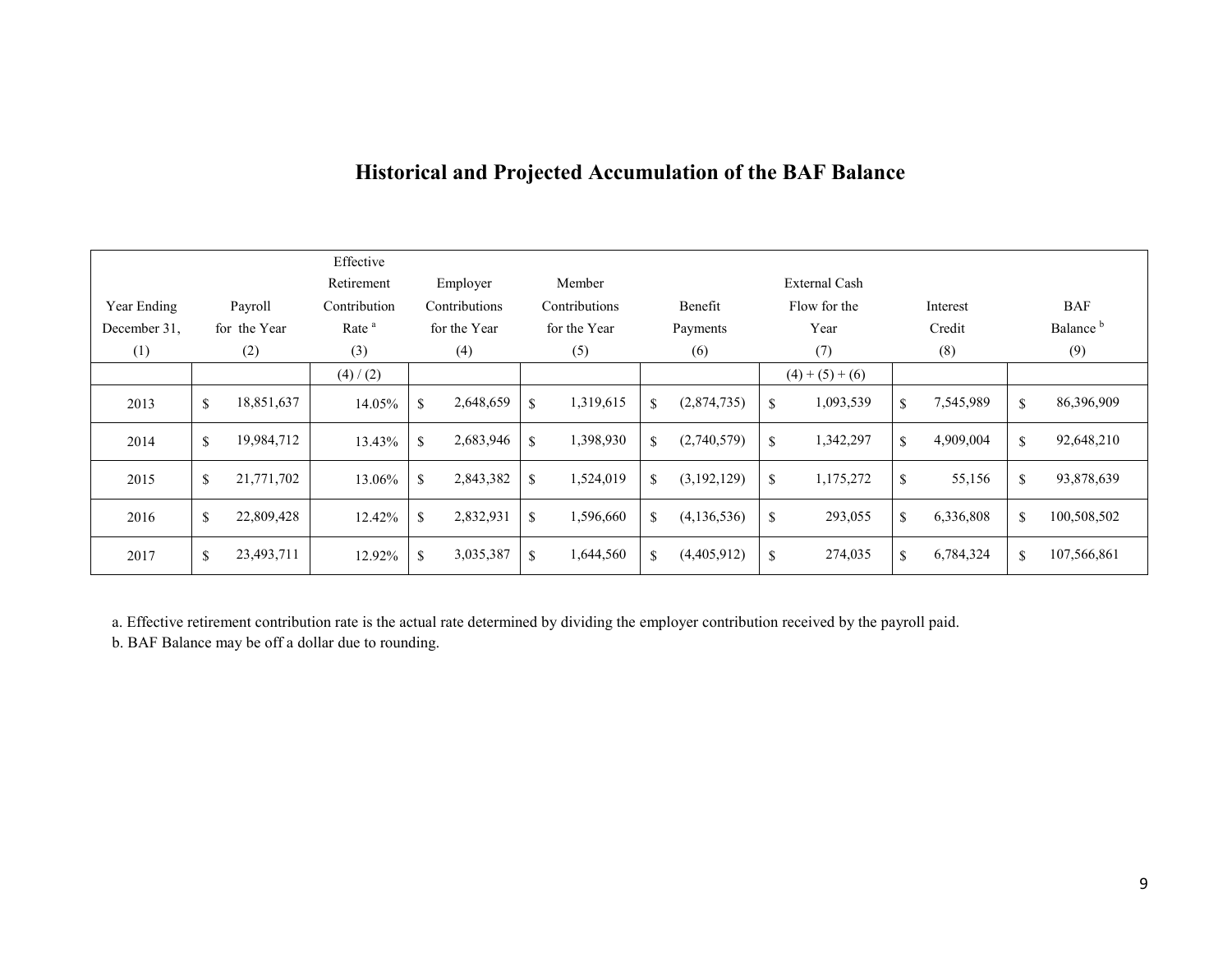# Historical and Projected Accumulation of the BAF Balance

| Year Ending December 31, (1) | Payroll for the Year (2) | Effective Retirement Contribution Rate [a] (3) | Employer Contributions for the Year (4) | Member Contributions for the Year (5) | Benefit Payments (6) | External Cash Flow for the Year (7) | Interest Credit (8) | BAF Balance [b] (9) |
|---|---|---|---|---|---|---|---|---|
| | | (4) / (2) | | | | (4) + (5) + (6) | | |
| 2013 | $ 18,851,637 | 14.05% | $ 2,648,659 | $ 1,319,615 | $ (2,874,735) | $ 1,093,539 | $ 7,545,989 | $ 86,396,909 |
| 2014 | $ 19,984,712 | 13.43% | $ 2,683,946 | $ 1,398,930 | $ (2,740,579) | $ 1,342,297 | $ 4,909,004 | $ 92,648,210 |
| 2015 | $ 21,771,702 | 13.06% | $ 2,843,382 | $ 1,524,019 | $ (3,192,129) | $ 1,175,272 | $ 55,156 | $ 93,878,639 |
| 2016 | $ 22,809,428 | 12.42% | $ 2,832,931 | $ 1,596,660 | $ (4,136,536) | $ 293,055 | $ 6,336,808 | $ 100,508,502 |
| 2017 | $ 23,493,711 | 12.92% | $ 3,035,387 | $ 1,644,560 | $ (4,405,912) | $ 274,035 | $ 6,784,324 | $ 107,566,861 |

a. Effective retirement contribution rate is the actual rate determined by dividing the employer contribution received by the payroll paid.
b. BAF Balance may be off a dollar due to rounding.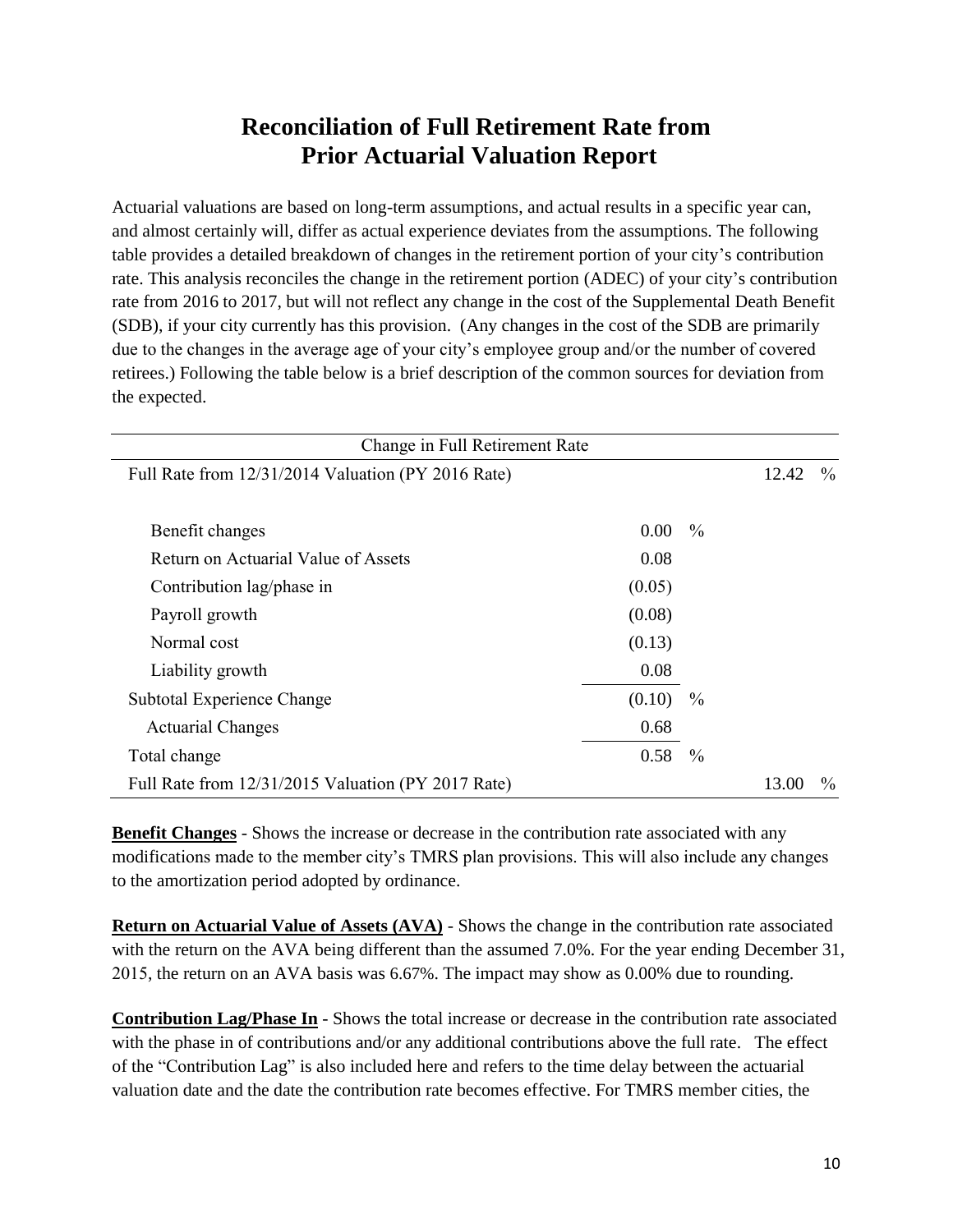# Reconciliation of Full Retirement Rate from Prior Actuarial Valuation Report

Actuarial valuations are based on long-term assumptions, and actual results in a specific year can, and almost certainly will, differ as actual experience deviates from the assumptions. The following table provides a detailed breakdown of changes in the retirement portion of your city's contribution rate. This analysis reconciles the change in the retirement portion (ADEC) of your city's contribution rate from 2016 to 2017, but will not reflect any change in the cost of the Supplemental Death Benefit (SDB), if your city currently has this provision. (Any changes in the cost of the SDB are primarily due to the changes in the average age of your city's employee group and/or the number of covered retirees.) Following the table below is a brief description of the common sources for deviation from the expected.

| Change in Full Retirement Rate | | | | |
|---|---|---|---|---|
| Full Rate from 12/31/2014 Valuation (PY 2016 Rate) | | | 12.42 | % |
| | | | | |
| Benefit changes | 0.00 | % | | |
| Return on Actuarial Value of Assets | 0.08 | | | |
| Contribution lag/phase in | (0.05) | | | |
| Payroll growth | (0.08) | | | |
| Normal cost | (0.13) | | | |
| Liability growth | 0.08 | | | |
| Subtotal Experience Change | (0.10) | % | | |
| Actuarial Changes | 0.68 | | | |
| Total change | 0.58 | % | | |
| Full Rate from 12/31/2015 Valuation (PY 2017 Rate) | | | 13.00 | % |

**Benefit Changes** - Shows the increase or decrease in the contribution rate associated with any modifications made to the member city's TMRS plan provisions. This will also include any changes to the amortization period adopted by ordinance.

**Return on Actuarial Value of Assets (AVA)** - Shows the change in the contribution rate associated with the return on the AVA being different than the assumed 7.0%. For the year ending December 31, 2015, the return on an AVA basis was 6.67%. The impact may show as 0.00% due to rounding.

**Contribution Lag/Phase In** - Shows the total increase or decrease in the contribution rate associated with the phase in of contributions and/or any additional contributions above the full rate. The effect of the "Contribution Lag" is also included here and refers to the time delay between the actuarial valuation date and the date the contribution rate becomes effective. For TMRS member cities, the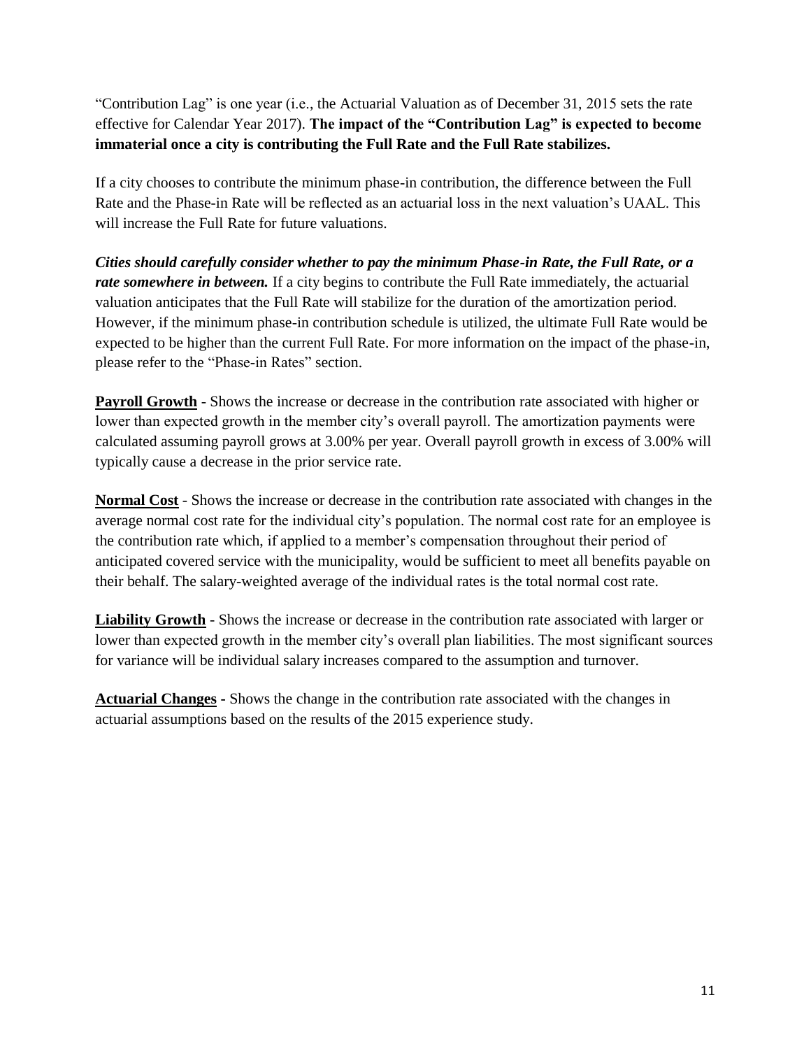"Contribution Lag" is one year (i.e., the Actuarial Valuation as of December 31, 2015 sets the rate effective for Calendar Year 2017). **The impact of the "Contribution Lag" is expected to become immaterial once a city is contributing the Full Rate and the Full Rate stabilizes.**

If a city chooses to contribute the minimum phase-in contribution, the difference between the Full Rate and the Phase-in Rate will be reflected as an actuarial loss in the next valuation's UAAL. This will increase the Full Rate for future valuations.

***Cities should carefully consider whether to pay the minimum Phase-in Rate, the Full Rate, or a rate somewhere in between.*** If a city begins to contribute the Full Rate immediately, the actuarial valuation anticipates that the Full Rate will stabilize for the duration of the amortization period. However, if the minimum phase-in contribution schedule is utilized, the ultimate Full Rate would be expected to be higher than the current Full Rate. For more information on the impact of the phase-in, please refer to the "Phase-in Rates" section.

**<u>Payroll Growth</u>** - Shows the increase or decrease in the contribution rate associated with higher or lower than expected growth in the member city's overall payroll. The amortization payments were calculated assuming payroll grows at 3.00% per year. Overall payroll growth in excess of 3.00% will typically cause a decrease in the prior service rate.

**<u>Normal Cost</u>** - Shows the increase or decrease in the contribution rate associated with changes in the average normal cost rate for the individual city's population. The normal cost rate for an employee is the contribution rate which, if applied to a member's compensation throughout their period of anticipated covered service with the municipality, would be sufficient to meet all benefits payable on their behalf. The salary-weighted average of the individual rates is the total normal cost rate.

**<u>Liability Growth</u>** - Shows the increase or decrease in the contribution rate associated with larger or lower than expected growth in the member city's overall plan liabilities. The most significant sources for variance will be individual salary increases compared to the assumption and turnover.

**<u>Actuarial Changes</u>** - Shows the change in the contribution rate associated with the changes in actuarial assumptions based on the results of the 2015 experience study.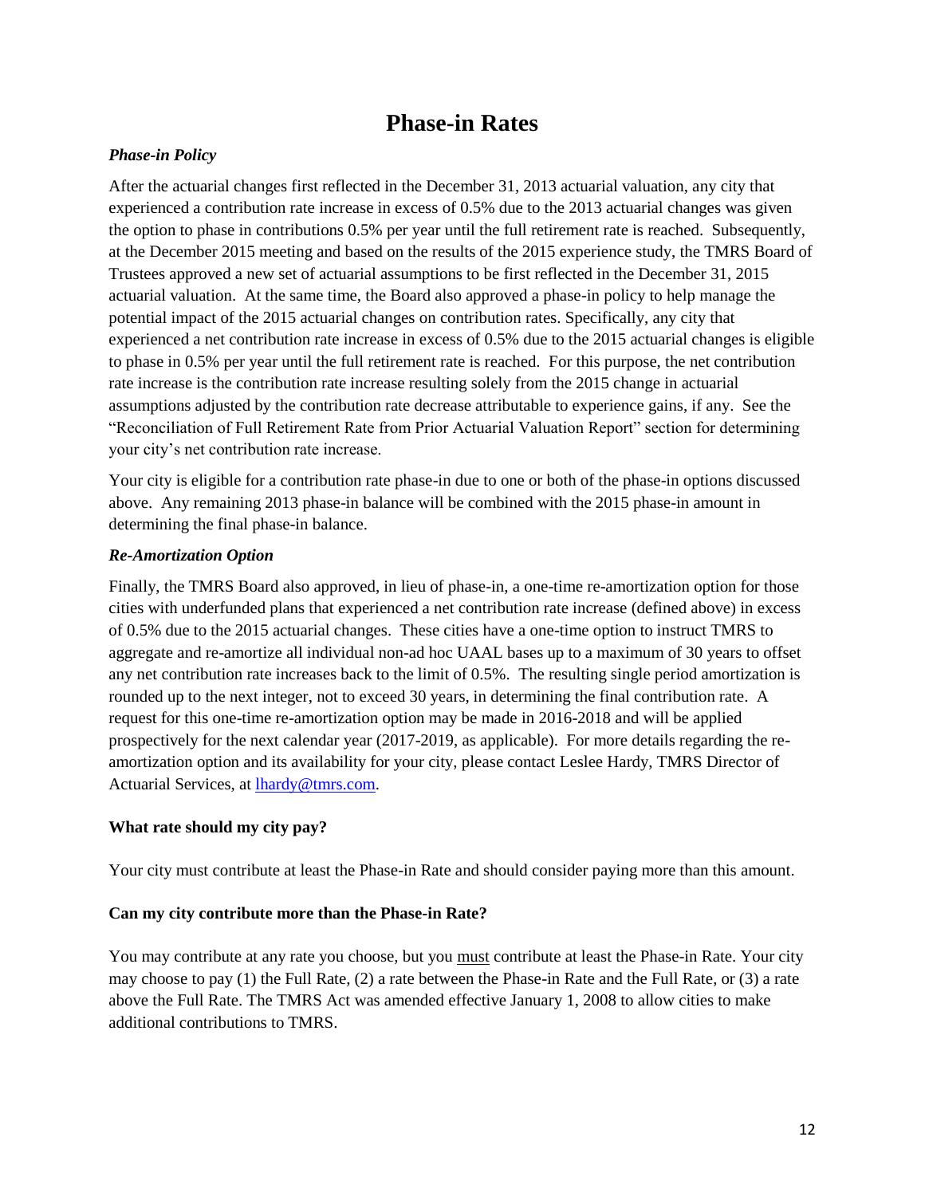# Phase-in Rates

### *Phase-in Policy*

After the actuarial changes first reflected in the December 31, 2013 actuarial valuation, any city that experienced a contribution rate increase in excess of 0.5% due to the 2013 actuarial changes was given the option to phase in contributions 0.5% per year until the full retirement rate is reached. Subsequently, at the December 2015 meeting and based on the results of the 2015 experience study, the TMRS Board of Trustees approved a new set of actuarial assumptions to be first reflected in the December 31, 2015 actuarial valuation. At the same time, the Board also approved a phase-in policy to help manage the potential impact of the 2015 actuarial changes on contribution rates. Specifically, any city that experienced a net contribution rate increase in excess of 0.5% due to the 2015 actuarial changes is eligible to phase in 0.5% per year until the full retirement rate is reached. For this purpose, the net contribution rate increase is the contribution rate increase resulting solely from the 2015 change in actuarial assumptions adjusted by the contribution rate decrease attributable to experience gains, if any. See the "Reconciliation of Full Retirement Rate from Prior Actuarial Valuation Report" section for determining your city's net contribution rate increase.

Your city is eligible for a contribution rate phase-in due to one or both of the phase-in options discussed above. Any remaining 2013 phase-in balance will be combined with the 2015 phase-in amount in determining the final phase-in balance.

### *Re-Amortization Option*

Finally, the TMRS Board also approved, in lieu of phase-in, a one-time re-amortization option for those cities with underfunded plans that experienced a net contribution rate increase (defined above) in excess of 0.5% due to the 2015 actuarial changes. These cities have a one-time option to instruct TMRS to aggregate and re-amortize all individual non-ad hoc UAAL bases up to a maximum of 30 years to offset any net contribution rate increases back to the limit of 0.5%. The resulting single period amortization is rounded up to the next integer, not to exceed 30 years, in determining the final contribution rate. A request for this one-time re-amortization option may be made in 2016-2018 and will be applied prospectively for the next calendar year (2017-2019, as applicable). For more details regarding the re-amortization option and its availability for your city, please contact Leslee Hardy, TMRS Director of Actuarial Services, at lhardy@tmrs.com.

**What rate should my city pay?**

Your city must contribute at least the Phase-in Rate and should consider paying more than this amount.

**Can my city contribute more than the Phase-in Rate?**

You may contribute at any rate you choose, but you must contribute at least the Phase-in Rate. Your city may choose to pay (1) the Full Rate, (2) a rate between the Phase-in Rate and the Full Rate, or (3) a rate above the Full Rate. The TMRS Act was amended effective January 1, 2008 to allow cities to make additional contributions to TMRS.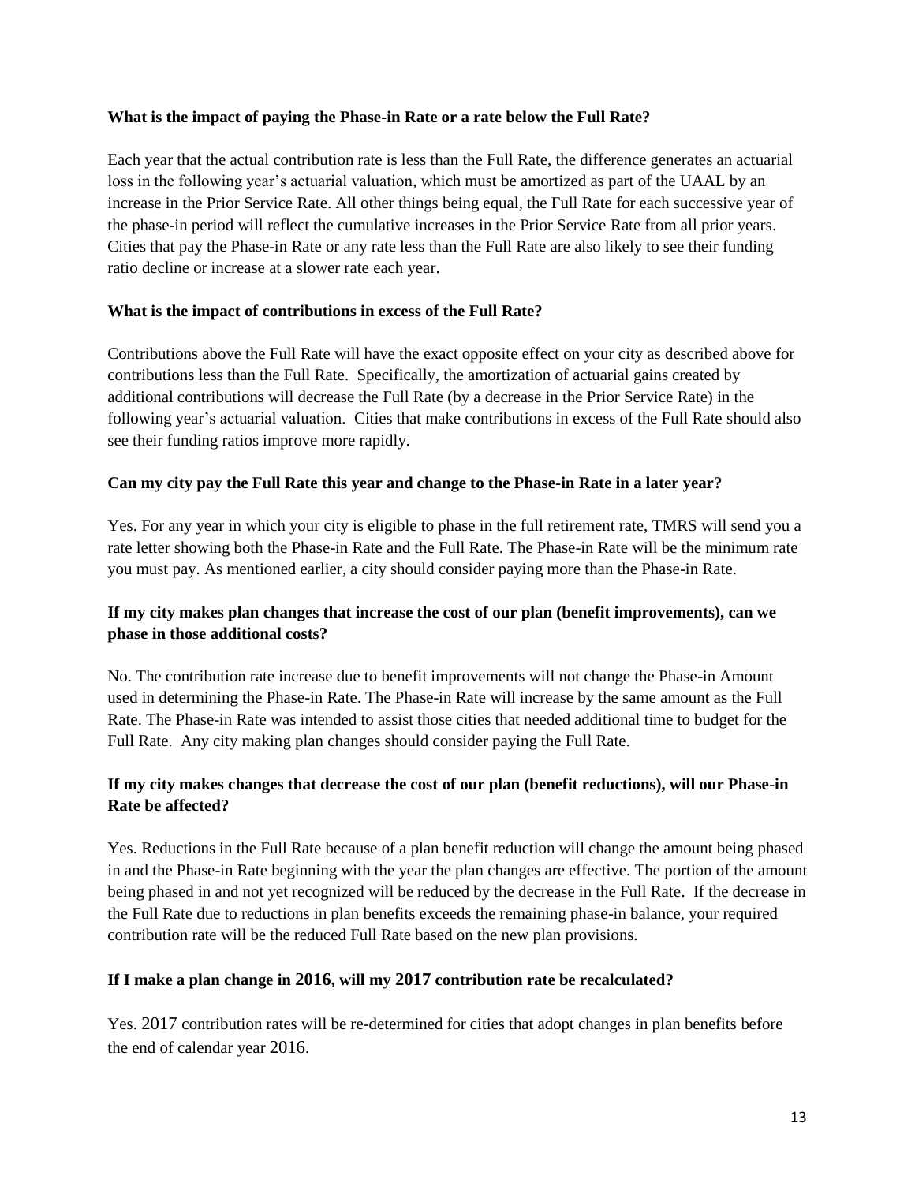**What is the impact of paying the Phase-in Rate or a rate below the Full Rate?**

Each year that the actual contribution rate is less than the Full Rate, the difference generates an actuarial loss in the following year's actuarial valuation, which must be amortized as part of the UAAL by an increase in the Prior Service Rate. All other things being equal, the Full Rate for each successive year of the phase-in period will reflect the cumulative increases in the Prior Service Rate from all prior years. Cities that pay the Phase-in Rate or any rate less than the Full Rate are also likely to see their funding ratio decline or increase at a slower rate each year.

**What is the impact of contributions in excess of the Full Rate?**

Contributions above the Full Rate will have the exact opposite effect on your city as described above for contributions less than the Full Rate. Specifically, the amortization of actuarial gains created by additional contributions will decrease the Full Rate (by a decrease in the Prior Service Rate) in the following year's actuarial valuation. Cities that make contributions in excess of the Full Rate should also see their funding ratios improve more rapidly.

**Can my city pay the Full Rate this year and change to the Phase-in Rate in a later year?**

Yes. For any year in which your city is eligible to phase in the full retirement rate, TMRS will send you a rate letter showing both the Phase-in Rate and the Full Rate. The Phase-in Rate will be the minimum rate you must pay. As mentioned earlier, a city should consider paying more than the Phase-in Rate.

**If my city makes plan changes that increase the cost of our plan (benefit improvements), can we phase in those additional costs?**

No. The contribution rate increase due to benefit improvements will not change the Phase-in Amount used in determining the Phase-in Rate. The Phase-in Rate will increase by the same amount as the Full Rate. The Phase-in Rate was intended to assist those cities that needed additional time to budget for the Full Rate. Any city making plan changes should consider paying the Full Rate.

**If my city makes changes that decrease the cost of our plan (benefit reductions), will our Phase-in Rate be affected?**

Yes. Reductions in the Full Rate because of a plan benefit reduction will change the amount being phased in and the Phase-in Rate beginning with the year the plan changes are effective. The portion of the amount being phased in and not yet recognized will be reduced by the decrease in the Full Rate. If the decrease in the Full Rate due to reductions in plan benefits exceeds the remaining phase-in balance, your required contribution rate will be the reduced Full Rate based on the new plan provisions.

**If I make a plan change in 2016, will my 2017 contribution rate be recalculated?**

Yes. 2017 contribution rates will be re-determined for cities that adopt changes in plan benefits before the end of calendar year 2016.